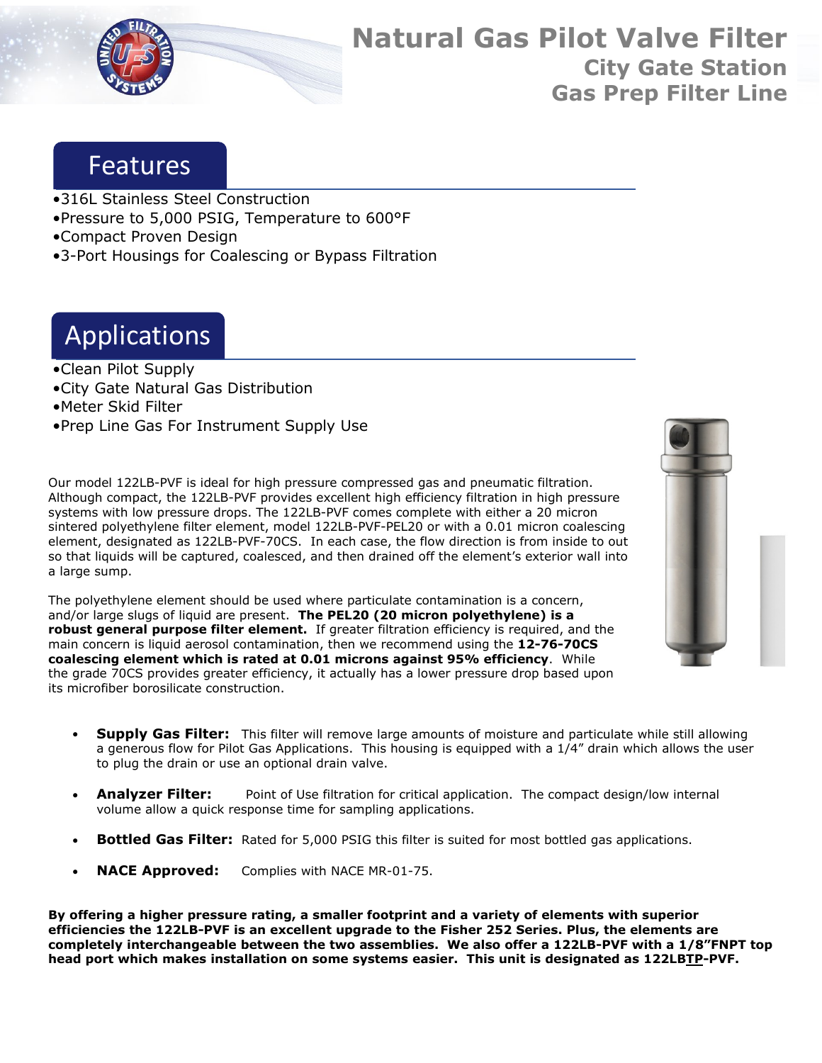# Natural Gas Pilot Valve Filter

## City Gate Station

## Gas Prep Filter Line

## Features

- 316L Stainless Steel Construction
- Pressure to 5,000 PSIG, Temperature to 600°F
- Compact Proven Design
- 3-Port Housings for Coalescing or Bypass Filtration

## Applications

- Clean Pilot Supply
- City Gate Natural Gas Distribution
- Meter Skid Filter
- Prep Line Gas For Instrument Supply Use

Our model 122LB-PVF is ideal for high pressure compressed gas and pneumatic filtration. Although compact, the 122LB-PVF provides excellent high efficiency filtration in high pressure systems with low pressure drops. The 122LB-PVF comes complete with either a 20 micron sintered polyethylene filter element, model 122LB-PVF-PEL20 or with a 0.01 micron coalescing element, designated as 122LB-PVF-70CS. In each case, the flow direction is from inside to out so that liquids will be captured, coalesced, and then drained off the element's exterior wall into a large sump.

The polyethylene element should be used where particulate contamination is a concern, and/or large slugs of liquid are present. **The PEL20 (20 micron polyethylene) is a robust general purpose filter element.** If greater filtration efficiency is required, and the main concern is liquid aerosol contamination, then we recommend using the **12-76-70CS coalescing element which is rated at 0.01 microns against 95% efficiency**. While the grade 70CS provides greater efficiency, it actually has a lower pressure drop based upon its microfiber borosilicate construction.

- **Supply Gas Filter:** This filter will remove large amounts of moisture and particulate while still allowing a generous flow for Pilot Gas Applications. This housing is equipped with a 1/4" drain which allows the user to plug the drain or use an optional drain valve.
- **Analyzer Filter:** Point of Use filtration for critical application. The compact design/low internal volume allow a quick response time for sampling applications.
- **Bottled Gas Filter:** Rated for 5,000 PSIG this filter is suited for most bottled gas applications.
- **NACE Approved:** Complies with NACE MR-01-75.

**By offering a higher pressure rating, a smaller footprint and a variety of elements with superior efficiencies the 122LB-PVF is an excellent upgrade to the Fisher 252 Series. Plus, the elements are completely interchangeable between the two assemblies. We also offer a 122LB-PVF with a 1/8"FNPT top head port which makes installation on some systems easier. This unit is designated as 122LBTP-PVF.**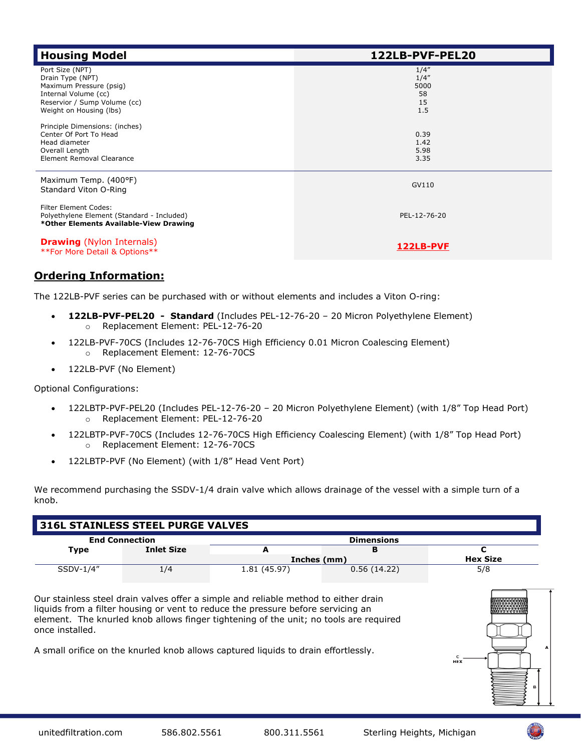| Housing Model | 122LB-PVF-PEL20 |
|---|---|
| Port Size (NPT) | 1/4" |
| Drain Type (NPT) | 1/4" |
| Maximum Pressure (psig) | 5000 |
| Internal Volume (cc) | 58 |
| Reservior / Sump Volume (cc) | 15 |
| Weight on Housing (lbs) | 1.5 |
| Principle Dimensions: (inches) | |
| Center Of Port To Head | 0.39 |
| Head diameter | 1.42 |
| Overall Length | 5.98 |
| Element Removal Clearance | 3.35 |
| Maximum Temp. (400°F) Standard Viton O-Ring | GV110 |
| Filter Element Codes: Polyethylene Element (Standard - Included) **\*Other Elements Available-View Drawing** | PEL-12-76-20 |
| **Drawing** (Nylon Internals) \*\*For More Detail & Options\*\* | **122LB-PVF** |

## Ordering Information:

The 122LB-PVF series can be purchased with or without elements and includes a Viton O-ring:

- **122LB-PVF-PEL20 - Standard** (Includes PEL-12-76-20 – 20 Micron Polyethylene Element)
  - Replacement Element: PEL-12-76-20
- 122LB-PVF-70CS (Includes 12-76-70CS High Efficiency 0.01 Micron Coalescing Element)
  - Replacement Element: 12-76-70CS
- 122LB-PVF (No Element)

Optional Configurations:

- 122LBTP-PVF-PEL20 (Includes PEL-12-76-20 – 20 Micron Polyethylene Element) (with 1/8" Top Head Port)
  - Replacement Element: PEL-12-76-20
- 122LBTP-PVF-70CS (Includes 12-76-70CS High Efficiency Coalescing Element) (with 1/8" Top Head Port)
  - Replacement Element: 12-76-70CS
- 122LBTP-PVF (No Element) (with 1/8" Head Vent Port)

We recommend purchasing the SSDV-1/4 drain valve which allows drainage of the vessel with a simple turn of a knob.

## 316L STAINLESS STEEL PURGE VALVES

| End Connection | | Dimensions | | |
|---|---|---|---|---|
| Type | Inlet Size | A | B | C |
| | | Inches (mm) | | Hex Size |
| SSDV-1/4" | 1/4 | 1.81 (45.97) | 0.56 (14.22) | 5/8 |

Our stainless steel drain valves offer a simple and reliable method to either drain liquids from a filter housing or vent to reduce the pressure before servicing an element. The knurled knob allows finger tightening of the unit; no tools are required once installed.

A small orifice on the knurled knob allows captured liquids to drain effortlessly.

unitedfiltration.com 586.802.5561 800.311.5561 Sterling Heights, Michigan